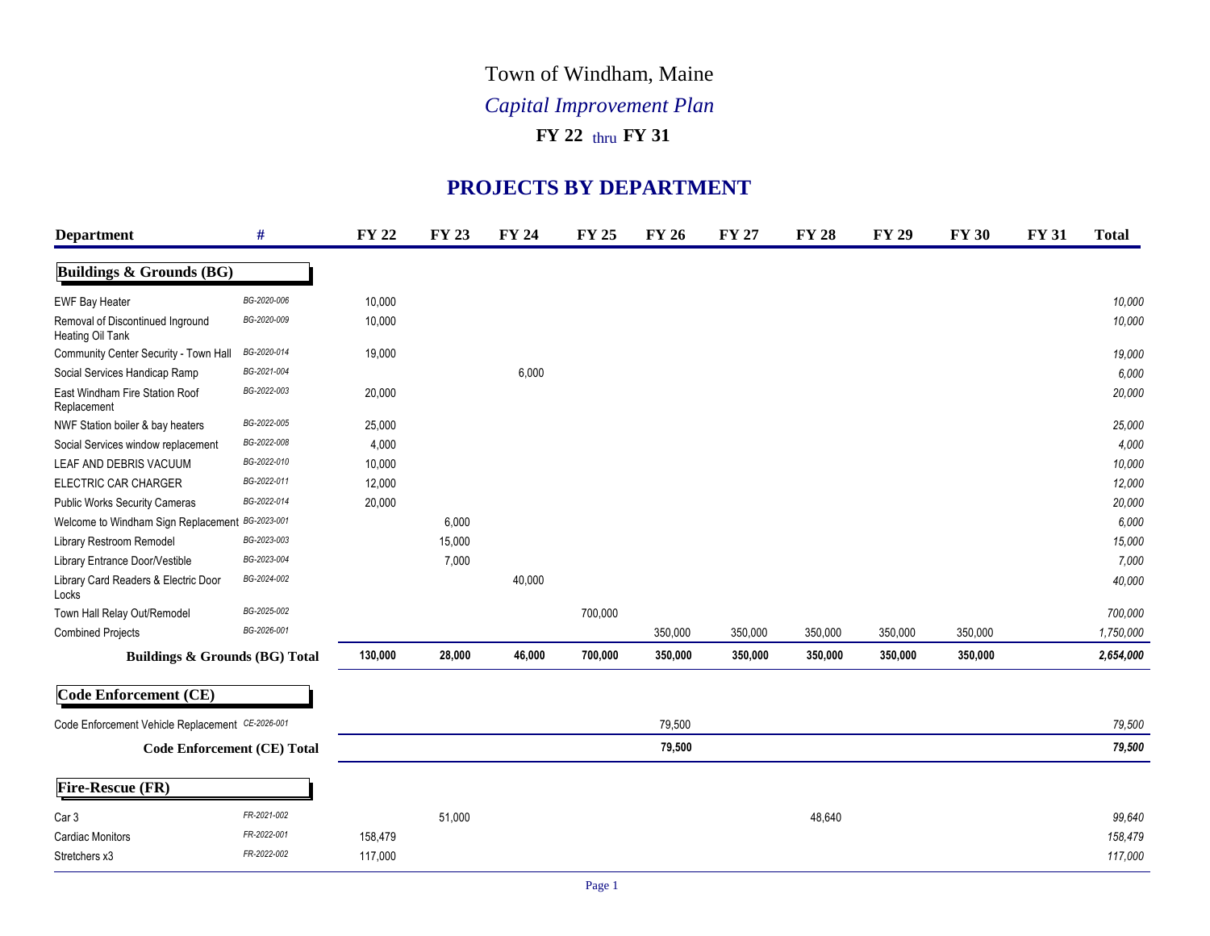# Town of Windham, Maine

## *Capital Improvement Plan*

### FY 22 thru FY 31

## PROJECTS BY DEPARTMENT

| Department | # | FY 22 | FY 23 | FY 24 | FY 25 | FY 26 | FY 27 | FY 28 | FY 29 | FY 30 | FY 31 | Total |
|---|---|---|---|---|---|---|---|---|---|---|---|---|
| **Buildings & Grounds (BG)** | | | | | | | | | | | | |
| EWF Bay Heater | *BG-2020-006* | 10,000 | | | | | | | | | | *10,000* |
| Removal of Discontinued Inground Heating Oil Tank | *BG-2020-009* | 10,000 | | | | | | | | | | *10,000* |
| Community Center Security - Town Hall | *BG-2020-014* | 19,000 | | | | | | | | | | *19,000* |
| Social Services Handicap Ramp | *BG-2021-004* | | | 6,000 | | | | | | | | *6,000* |
| East Windham Fire Station Roof Replacement | *BG-2022-003* | 20,000 | | | | | | | | | | *20,000* |
| NWF Station boiler & bay heaters | *BG-2022-005* | 25,000 | | | | | | | | | | *25,000* |
| Social Services window replacement | *BG-2022-008* | 4,000 | | | | | | | | | | *4,000* |
| LEAF AND DEBRIS VACUUM | *BG-2022-010* | 10,000 | | | | | | | | | | *10,000* |
| ELECTRIC CAR CHARGER | *BG-2022-011* | 12,000 | | | | | | | | | | *12,000* |
| Public Works Security Cameras | *BG-2022-014* | 20,000 | | | | | | | | | | *20,000* |
| Welcome to Windham Sign Replacement | *BG-2023-001* | | 6,000 | | | | | | | | | *6,000* |
| Library Restroom Remodel | *BG-2023-003* | | 15,000 | | | | | | | | | *15,000* |
| Library Entrance Door/Vestible | *BG-2023-004* | | 7,000 | | | | | | | | | *7,000* |
| Library Card Readers & Electric Door Locks | *BG-2024-002* | | | 40,000 | | | | | | | | *40,000* |
| Town Hall Relay Out/Remodel | *BG-2025-002* | | | | 700,000 | | | | | | | *700,000* |
| Combined Projects | *BG-2026-001* | | | | | 350,000 | 350,000 | 350,000 | 350,000 | 350,000 | | *1,750,000* |
| **Buildings & Grounds (BG) Total** | | **130,000** | **28,000** | **46,000** | **700,000** | **350,000** | **350,000** | **350,000** | **350,000** | **350,000** | | ***2,654,000*** |
| **Code Enforcement (CE)** | | | | | | | | | | | | |
| Code Enforcement Vehicle Replacement | *CE-2026-001* | | | | | 79,500 | | | | | | *79,500* |
| **Code Enforcement (CE) Total** | | | | | | **79,500** | | | | | | ***79,500*** |
| **Fire-Rescue (FR)** | | | | | | | | | | | | |
| Car 3 | *FR-2021-002* | | 51,000 | | | | | 48,640 | | | | *99,640* |
| Cardiac Monitors | *FR-2022-001* | 158,479 | | | | | | | | | | *158,479* |
| Stretchers x3 | *FR-2022-002* | 117,000 | | | | | | | | | | *117,000* |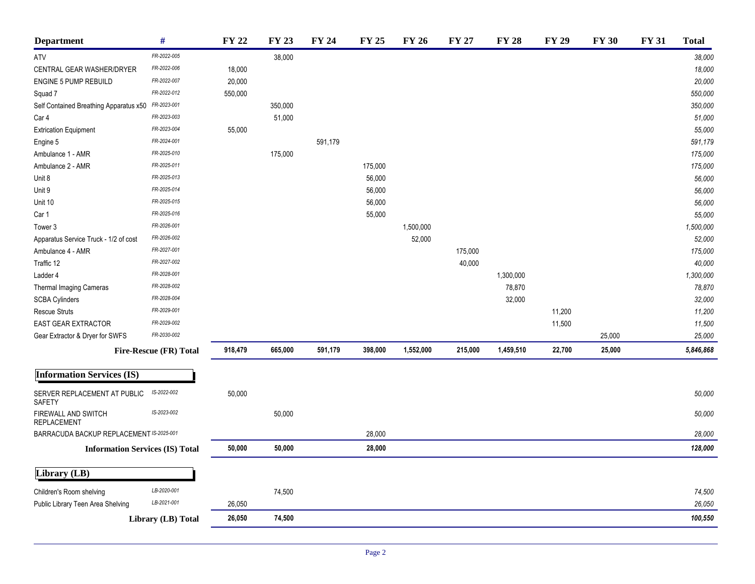| Department | # | FY 22 | FY 23 | FY 24 | FY 25 | FY 26 | FY 27 | FY 28 | FY 29 | FY 30 | FY 31 | Total |
|---|---|---|---|---|---|---|---|---|---|---|---|---|
| ATV | FR-2022-005 | | 38,000 | | | | | | | | | *38,000* |
| CENTRAL GEAR WASHER/DRYER | FR-2022-006 | 18,000 | | | | | | | | | | *18,000* |
| ENGINE 5 PUMP REBUILD | FR-2022-007 | 20,000 | | | | | | | | | | *20,000* |
| Squad 7 | FR-2022-012 | 550,000 | | | | | | | | | | *550,000* |
| Self Contained Breathing Apparatus x50 | FR-2023-001 | | 350,000 | | | | | | | | | *350,000* |
| Car 4 | FR-2023-003 | | 51,000 | | | | | | | | | *51,000* |
| Extrication Equipment | FR-2023-004 | 55,000 | | | | | | | | | | *55,000* |
| Engine 5 | FR-2024-001 | | | 591,179 | | | | | | | | *591,179* |
| Ambulance 1 - AMR | FR-2025-010 | | 175,000 | | | | | | | | | *175,000* |
| Ambulance 2 - AMR | FR-2025-011 | | | | 175,000 | | | | | | | *175,000* |
| Unit 8 | FR-2025-013 | | | | 56,000 | | | | | | | *56,000* |
| Unit 9 | FR-2025-014 | | | | 56,000 | | | | | | | *56,000* |
| Unit 10 | FR-2025-015 | | | | 56,000 | | | | | | | *56,000* |
| Car 1 | FR-2025-016 | | | | 55,000 | | | | | | | *55,000* |
| Tower 3 | FR-2026-001 | | | | | 1,500,000 | | | | | | *1,500,000* |
| Apparatus Service Truck - 1/2 of cost | FR-2026-002 | | | | | 52,000 | | | | | | *52,000* |
| Ambulance 4 - AMR | FR-2027-001 | | | | | | 175,000 | | | | | *175,000* |
| Traffic 12 | FR-2027-002 | | | | | | 40,000 | | | | | *40,000* |
| Ladder 4 | FR-2028-001 | | | | | | | 1,300,000 | | | | *1,300,000* |
| Thermal Imaging Cameras | FR-2028-002 | | | | | | | 78,870 | | | | *78,870* |
| SCBA Cylinders | FR-2028-004 | | | | | | | 32,000 | | | | *32,000* |
| Rescue Struts | FR-2029-001 | | | | | | | | 11,200 | | | *11,200* |
| EAST GEAR EXTRACTOR | FR-2029-002 | | | | | | | | 11,500 | | | *11,500* |
| Gear Extractor & Dryer for SWFS | FR-2030-002 | | | | | | | | | 25,000 | | *25,000* |
| **Fire-Rescue (FR) Total** | | **918,479** | **665,000** | **591,179** | **398,000** | **1,552,000** | **215,000** | **1,459,510** | **22,700** | **25,000** | | ***5,846,868*** |

## Information Services (IS)

| Department | # | FY 22 | FY 23 | FY 24 | FY 25 | FY 26 | FY 27 | FY 28 | FY 29 | FY 30 | FY 31 | Total |
|---|---|---|---|---|---|---|---|---|---|---|---|---|
| SERVER REPLACEMENT AT PUBLIC SAFETY | IS-2022-002 | 50,000 | | | | | | | | | | *50,000* |
| FIREWALL AND SWITCH REPLACEMENT | IS-2023-002 | | 50,000 | | | | | | | | | *50,000* |
| BARRACUDA BACKUP REPLACEMENT | IS-2025-001 | | | | 28,000 | | | | | | | *28,000* |
| **Information Services (IS) Total** | | **50,000** | **50,000** | | **28,000** | | | | | | | ***128,000*** |

## Library (LB)

| Department | # | FY 22 | FY 23 | FY 24 | FY 25 | FY 26 | FY 27 | FY 28 | FY 29 | FY 30 | FY 31 | Total |
|---|---|---|---|---|---|---|---|---|---|---|---|---|
| Children's Room shelving | LB-2020-001 | | 74,500 | | | | | | | | | *74,500* |
| Public Library Teen Area Shelving | LB-2021-001 | 26,050 | | | | | | | | | | *26,050* |
| **Library (LB) Total** | | **26,050** | **74,500** | | | | | | | | | ***100,550*** |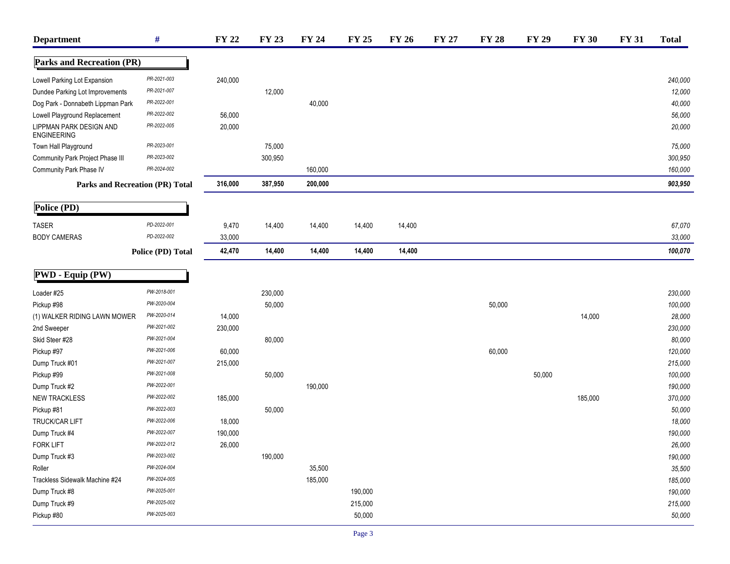| Department | # | FY 22 | FY 23 | FY 24 | FY 25 | FY 26 | FY 27 | FY 28 | FY 29 | FY 30 | FY 31 | Total |
|---|---|---|---|---|---|---|---|---|---|---|---|---|
| **Parks and Recreation (PR)** | | | | | | | | | | | | |
| Lowell Parking Lot Expansion | PR-2021-003 | 240,000 | | | | | | | | | | 240,000 |
| Dundee Parking Lot Improvements | PR-2021-007 | | 12,000 | | | | | | | | | 12,000 |
| Dog Park - Donnabeth Lippman Park | PR-2022-001 | | | 40,000 | | | | | | | | 40,000 |
| Lowell Playground Replacement | PR-2022-002 | 56,000 | | | | | | | | | | 56,000 |
| LIPPMAN PARK DESIGN AND ENGINEERING | PR-2022-005 | 20,000 | | | | | | | | | | 20,000 |
| Town Hall Playground | PR-2023-001 | | 75,000 | | | | | | | | | 75,000 |
| Community Park Project Phase III | PR-2023-002 | | 300,950 | | | | | | | | | 300,950 |
| Community Park Phase IV | PR-2024-002 | | | 160,000 | | | | | | | | 160,000 |
| **Parks and Recreation (PR) Total** | | **316,000** | **387,950** | **200,000** | | | | | | | | **903,950** |
| **Police (PD)** | | | | | | | | | | | | |
| TASER | PD-2022-001 | 9,470 | 14,400 | 14,400 | 14,400 | 14,400 | | | | | | 67,070 |
| BODY CAMERAS | PD-2022-002 | 33,000 | | | | | | | | | | 33,000 |
| **Police (PD) Total** | | **42,470** | **14,400** | **14,400** | **14,400** | **14,400** | | | | | | **100,070** |
| **PWD - Equip (PW)** | | | | | | | | | | | | |
| Loader #25 | PW-2018-001 | | 230,000 | | | | | | | | | 230,000 |
| Pickup #98 | PW-2020-004 | | 50,000 | | | | | 50,000 | | | | 100,000 |
| (1) WALKER RIDING LAWN MOWER | PW-2020-014 | 14,000 | | | | | | | | 14,000 | | 28,000 |
| 2nd Sweeper | PW-2021-002 | 230,000 | | | | | | | | | | 230,000 |
| Skid Steer #28 | PW-2021-004 | | 80,000 | | | | | | | | | 80,000 |
| Pickup #97 | PW-2021-006 | 60,000 | | | | | | 60,000 | | | | 120,000 |
| Dump Truck #01 | PW-2021-007 | 215,000 | | | | | | | | | | 215,000 |
| Pickup #99 | PW-2021-008 | | 50,000 | | | | | | 50,000 | | | 100,000 |
| Dump Truck #2 | PW-2022-001 | | | 190,000 | | | | | | | | 190,000 |
| NEW TRACKLESS | PW-2022-002 | 185,000 | | | | | | | | 185,000 | | 370,000 |
| Pickup #81 | PW-2022-003 | | 50,000 | | | | | | | | | 50,000 |
| TRUCK/CAR LIFT | PW-2022-006 | 18,000 | | | | | | | | | | 18,000 |
| Dump Truck #4 | PW-2022-007 | 190,000 | | | | | | | | | | 190,000 |
| FORK LIFT | PW-2022-012 | 26,000 | | | | | | | | | | 26,000 |
| Dump Truck #3 | PW-2023-002 | | 190,000 | | | | | | | | | 190,000 |
| Roller | PW-2024-004 | | | 35,500 | | | | | | | | 35,500 |
| Trackless Sidewalk Machine #24 | PW-2024-005 | | | 185,000 | | | | | | | | 185,000 |
| Dump Truck #8 | PW-2025-001 | | | | 190,000 | | | | | | | 190,000 |
| Dump Truck #9 | PW-2025-002 | | | | 215,000 | | | | | | | 215,000 |
| Pickup #80 | PW-2025-003 | | | | 50,000 | | | | | | | 50,000 |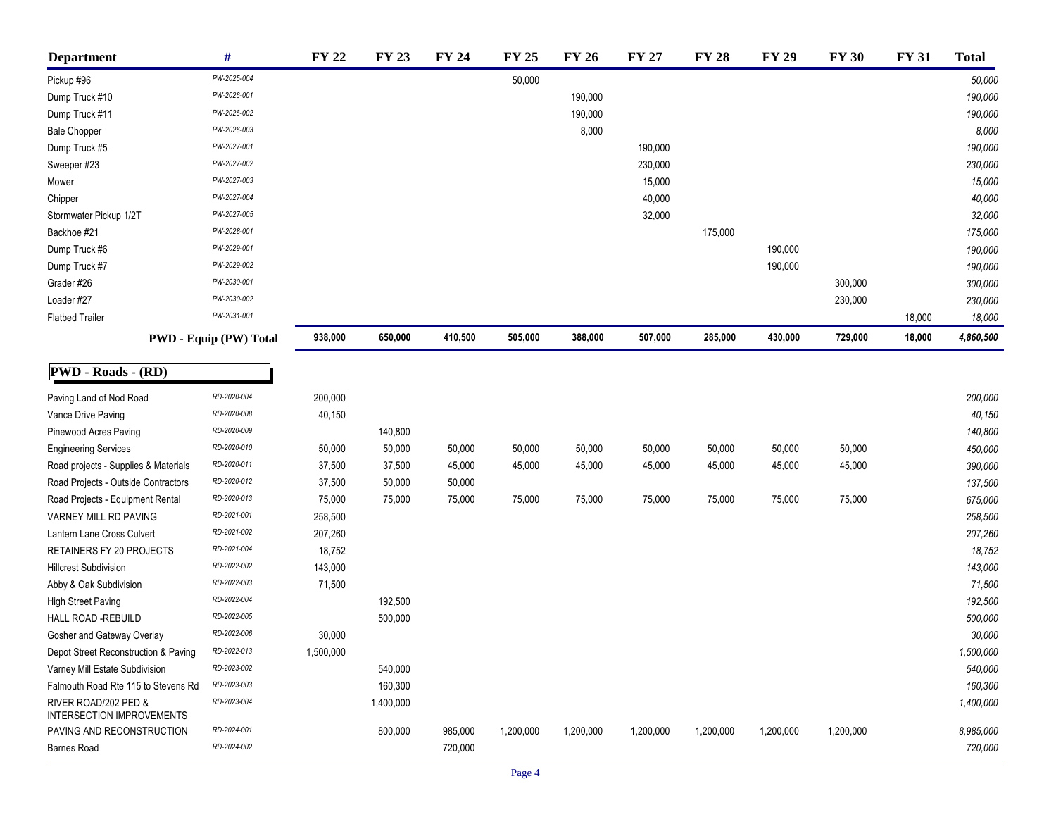| Department | # | FY 22 | FY 23 | FY 24 | FY 25 | FY 26 | FY 27 | FY 28 | FY 29 | FY 30 | FY 31 | Total |
|---|---|---|---|---|---|---|---|---|---|---|---|---|
| Pickup #96 | PW-2025-004 | | | | 50,000 | | | | | | | 50,000 |
| Dump Truck #10 | PW-2026-001 | | | | | 190,000 | | | | | | 190,000 |
| Dump Truck #11 | PW-2026-002 | | | | | 190,000 | | | | | | 190,000 |
| Bale Chopper | PW-2026-003 | | | | | 8,000 | | | | | | 8,000 |
| Dump Truck #5 | PW-2027-001 | | | | | | 190,000 | | | | | 190,000 |
| Sweeper #23 | PW-2027-002 | | | | | | 230,000 | | | | | 230,000 |
| Mower | PW-2027-003 | | | | | | 15,000 | | | | | 15,000 |
| Chipper | PW-2027-004 | | | | | | 40,000 | | | | | 40,000 |
| Stormwater Pickup 1/2T | PW-2027-005 | | | | | | 32,000 | | | | | 32,000 |
| Backhoe #21 | PW-2028-001 | | | | | | | 175,000 | | | | 175,000 |
| Dump Truck #6 | PW-2029-001 | | | | | | | | 190,000 | | | 190,000 |
| Dump Truck #7 | PW-2029-002 | | | | | | | | 190,000 | | | 190,000 |
| Grader #26 | PW-2030-001 | | | | | | | | | 300,000 | | 300,000 |
| Loader #27 | PW-2030-002 | | | | | | | | | 230,000 | | 230,000 |
| Flatbed Trailer | PW-2031-001 | | | | | | | | | | 18,000 | 18,000 |
| **PWD - Equip (PW) Total** | | **938,000** | **650,000** | **410,500** | **505,000** | **388,000** | **507,000** | **285,000** | **430,000** | **729,000** | **18,000** | **4,860,500** |

## PWD - Roads - (RD)

| Department | # | FY 22 | FY 23 | FY 24 | FY 25 | FY 26 | FY 27 | FY 28 | FY 29 | FY 30 | FY 31 | Total |
|---|---|---|---|---|---|---|---|---|---|---|---|---|
| Paving Land of Nod Road | RD-2020-004 | 200,000 | | | | | | | | | | 200,000 |
| Vance Drive Paving | RD-2020-008 | 40,150 | | | | | | | | | | 40,150 |
| Pinewood Acres Paving | RD-2020-009 | | 140,800 | | | | | | | | | 140,800 |
| Engineering Services | RD-2020-010 | 50,000 | 50,000 | 50,000 | 50,000 | 50,000 | 50,000 | 50,000 | 50,000 | 50,000 | | 450,000 |
| Road projects - Supplies & Materials | RD-2020-011 | 37,500 | 37,500 | 45,000 | 45,000 | 45,000 | 45,000 | 45,000 | 45,000 | 45,000 | | 390,000 |
| Road Projects - Outside Contractors | RD-2020-012 | 37,500 | 50,000 | 50,000 | | | | | | | | 137,500 |
| Road Projects - Equipment Rental | RD-2020-013 | 75,000 | 75,000 | 75,000 | 75,000 | 75,000 | 75,000 | 75,000 | 75,000 | 75,000 | | 675,000 |
| VARNEY MILL RD PAVING | RD-2021-001 | 258,500 | | | | | | | | | | 258,500 |
| Lantern Lane Cross Culvert | RD-2021-002 | 207,260 | | | | | | | | | | 207,260 |
| RETAINERS FY 20 PROJECTS | RD-2021-004 | 18,752 | | | | | | | | | | 18,752 |
| Hillcrest Subdivision | RD-2022-002 | 143,000 | | | | | | | | | | 143,000 |
| Abby & Oak Subdivision | RD-2022-003 | 71,500 | | | | | | | | | | 71,500 |
| High Street Paving | RD-2022-004 | | 192,500 | | | | | | | | | 192,500 |
| HALL ROAD -REBUILD | RD-2022-005 | | 500,000 | | | | | | | | | 500,000 |
| Gosher and Gateway Overlay | RD-2022-006 | 30,000 | | | | | | | | | | 30,000 |
| Depot Street Reconstruction & Paving | RD-2022-013 | 1,500,000 | | | | | | | | | | 1,500,000 |
| Varney Mill Estate Subdivision | RD-2023-002 | | 540,000 | | | | | | | | | 540,000 |
| Falmouth Road Rte 115 to Stevens Rd | RD-2023-003 | | 160,300 | | | | | | | | | 160,300 |
| RIVER ROAD/202 PED & INTERSECTION IMPROVEMENTS | RD-2023-004 | | 1,400,000 | | | | | | | | | 1,400,000 |
| PAVING AND RECONSTRUCTION | RD-2024-001 | | 800,000 | 985,000 | 1,200,000 | 1,200,000 | 1,200,000 | 1,200,000 | 1,200,000 | 1,200,000 | | 8,985,000 |
| Barnes Road | RD-2024-002 | | | 720,000 | | | | | | | | 720,000 |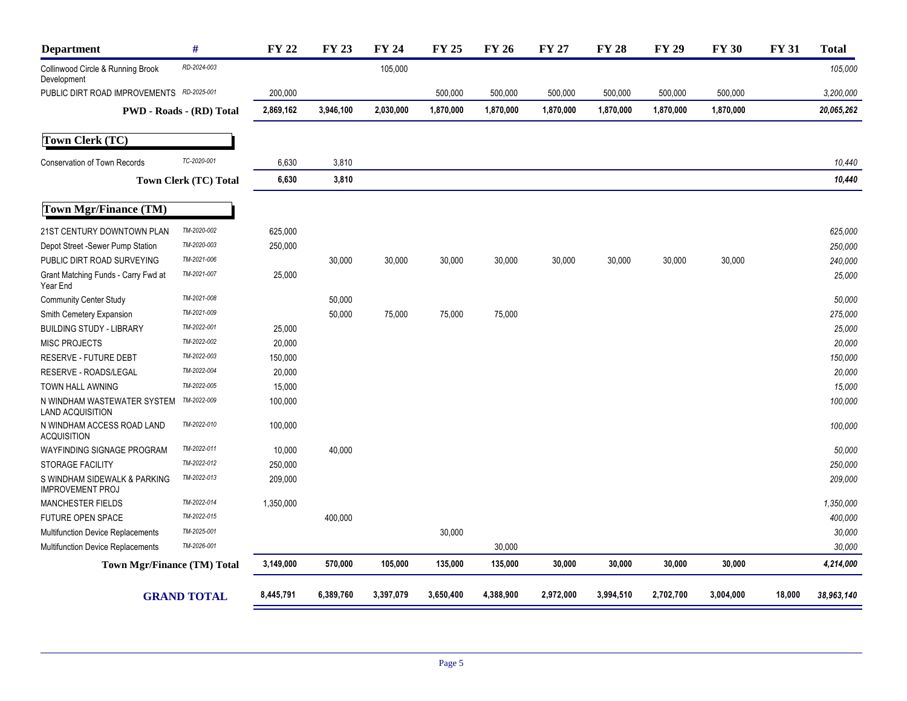| Department | # | FY 22 | FY 23 | FY 24 | FY 25 | FY 26 | FY 27 | FY 28 | FY 29 | FY 30 | FY 31 | Total |
|---|---|---|---|---|---|---|---|---|---|---|---|---|
| Collinwood Circle & Running Brook Development | RD-2024-003 | | | 105,000 | | | | | | | | 105,000 |
| PUBLIC DIRT ROAD IMPROVEMENTS | RD-2025-001 | 200,000 | | | 500,000 | 500,000 | 500,000 | 500,000 | 500,000 | 500,000 | | 3,200,000 |
| **PWD - Roads - (RD) Total** | | **2,869,162** | **3,946,100** | **2,030,000** | **1,870,000** | **1,870,000** | **1,870,000** | **1,870,000** | **1,870,000** | **1,870,000** | | ***20,065,262*** |
| **Town Clerk (TC)** | | | | | | | | | | | | |
| Conservation of Town Records | TC-2020-001 | 6,630 | 3,810 | | | | | | | | | 10,440 |
| **Town Clerk (TC) Total** | | **6,630** | **3,810** | | | | | | | | | ***10,440*** |
| **Town Mgr/Finance (TM)** | | | | | | | | | | | | |
| 21ST CENTURY DOWNTOWN PLAN | TM-2020-002 | 625,000 | | | | | | | | | | 625,000 |
| Depot Street -Sewer Pump Station | TM-2020-003 | 250,000 | | | | | | | | | | 250,000 |
| PUBLIC DIRT ROAD SURVEYING | TM-2021-006 | | 30,000 | 30,000 | 30,000 | 30,000 | 30,000 | 30,000 | 30,000 | 30,000 | | 240,000 |
| Grant Matching Funds - Carry Fwd at Year End | TM-2021-007 | 25,000 | | | | | | | | | | 25,000 |
| Community Center Study | TM-2021-008 | | 50,000 | | | | | | | | | 50,000 |
| Smith Cemetery Expansion | TM-2021-009 | | 50,000 | 75,000 | 75,000 | 75,000 | | | | | | 275,000 |
| BUILDING STUDY - LIBRARY | TM-2022-001 | 25,000 | | | | | | | | | | 25,000 |
| MISC PROJECTS | TM-2022-002 | 20,000 | | | | | | | | | | 20,000 |
| RESERVE - FUTURE DEBT | TM-2022-003 | 150,000 | | | | | | | | | | 150,000 |
| RESERVE - ROADS/LEGAL | TM-2022-004 | 20,000 | | | | | | | | | | 20,000 |
| TOWN HALL AWNING | TM-2022-005 | 15,000 | | | | | | | | | | 15,000 |
| N WINDHAM WASTEWATER SYSTEM LAND ACQUISITION | TM-2022-009 | 100,000 | | | | | | | | | | 100,000 |
| N WINDHAM ACCESS ROAD LAND ACQUISITION | TM-2022-010 | 100,000 | | | | | | | | | | 100,000 |
| WAYFINDING SIGNAGE PROGRAM | TM-2022-011 | 10,000 | 40,000 | | | | | | | | | 50,000 |
| STORAGE FACILITY | TM-2022-012 | 250,000 | | | | | | | | | | 250,000 |
| S WINDHAM SIDEWALK & PARKING IMPROVEMENT PROJ | TM-2022-013 | 209,000 | | | | | | | | | | 209,000 |
| MANCHESTER FIELDS | TM-2022-014 | 1,350,000 | | | | | | | | | | 1,350,000 |
| FUTURE OPEN SPACE | TM-2022-015 | | 400,000 | | | | | | | | | 400,000 |
| Multifunction Device Replacements | TM-2025-001 | | | | 30,000 | | | | | | | 30,000 |
| Multifunction Device Replacements | TM-2026-001 | | | | | 30,000 | | | | | | 30,000 |
| **Town Mgr/Finance (TM) Total** | | **3,149,000** | **570,000** | **105,000** | **135,000** | **135,000** | **30,000** | **30,000** | **30,000** | **30,000** | | ***4,214,000*** |
| **GRAND TOTAL** | | **8,445,791** | **6,389,760** | **3,397,079** | **3,650,400** | **4,388,900** | **2,972,000** | **3,994,510** | **2,702,700** | **3,004,000** | **18,000** | ***38,963,140*** |